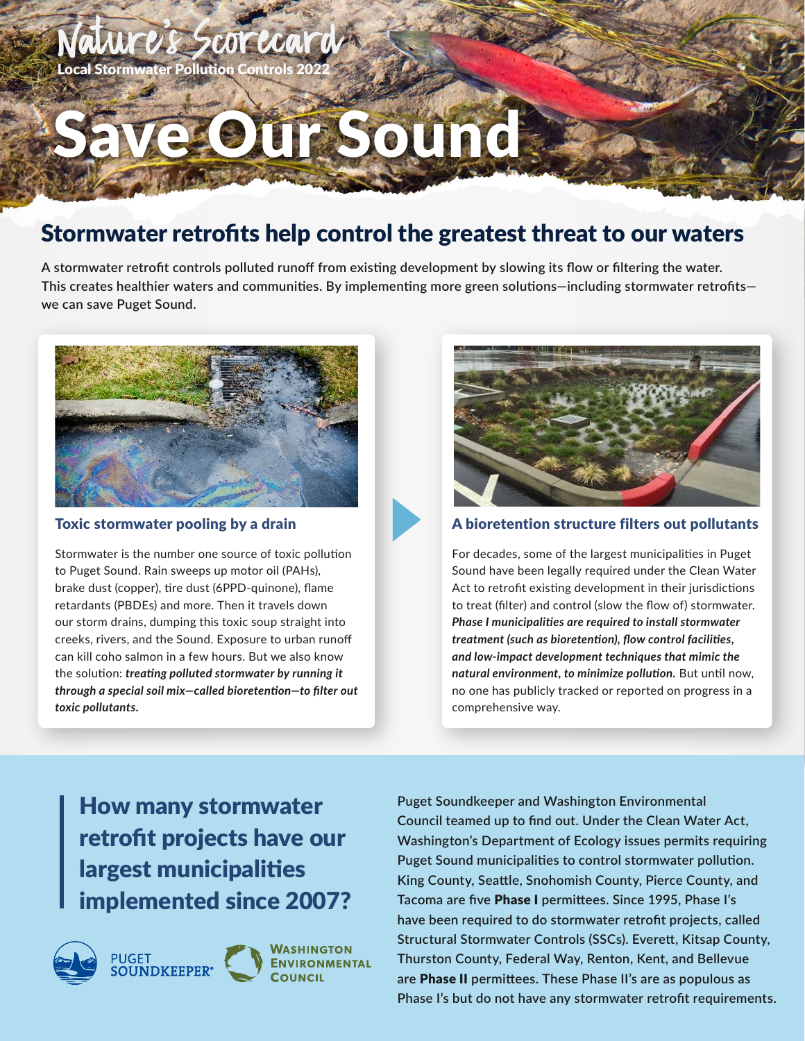Nature's Scorecard

Local Stormwater Pollution Controls 2022

# Save Our Sound

## Stormwater retrofits help control the greatest threat to our waters

**A stormwater retrofit controls polluted runoff from existing development by slowing its flow or filtering the water. This creates healthier waters and communities. By implementing more green solutions—including stormwater retrofits—we can save Puget Sound.**

### Toxic stormwater pooling by a drain

Stormwater is the number one source of toxic pollution to Puget Sound. Rain sweeps up motor oil (PAHs), brake dust (copper), tire dust (6PPD-quinone), flame retardants (PBDEs) and more. Then it travels down our storm drains, dumping this toxic soup straight into creeks, rivers, and the Sound. Exposure to urban runoff can kill coho salmon in a few hours. But we also know the solution: ***treating polluted stormwater by running it through a special soil mix—called bioretention—to filter out toxic pollutants.***

### A bioretention structure filters out pollutants

For decades, some of the largest municipalities in Puget Sound have been legally required under the Clean Water Act to retrofit existing development in their jurisdictions to treat (filter) and control (slow the flow of) stormwater. ***Phase I municipalities are required to install stormwater treatment (such as bioretention), flow control facilities, and low-impact development techniques that mimic the natural environment, to minimize pollution.*** But until now, no one has publicly tracked or reported on progress in a comprehensive way.

## How many stormwater retrofit projects have our largest municipalities implemented since 2007?

Puget Soundkeeper | Washington Environmental Council

Puget Soundkeeper and Washington Environmental Council teamed up to find out. Under the Clean Water Act, Washington's Department of Ecology issues permits requiring Puget Sound municipalities to control stormwater pollution. King County, Seattle, Snohomish County, Pierce County, and Tacoma are five **Phase I** permittees. Since 1995, Phase I's have been required to do stormwater retrofit projects, called Structural Stormwater Controls (SSCs). Everett, Kitsap County, Thurston County, Federal Way, Renton, Kent, and Bellevue are **Phase II** permittees. These Phase II's are as populous as Phase I's but do not have any stormwater retrofit requirements.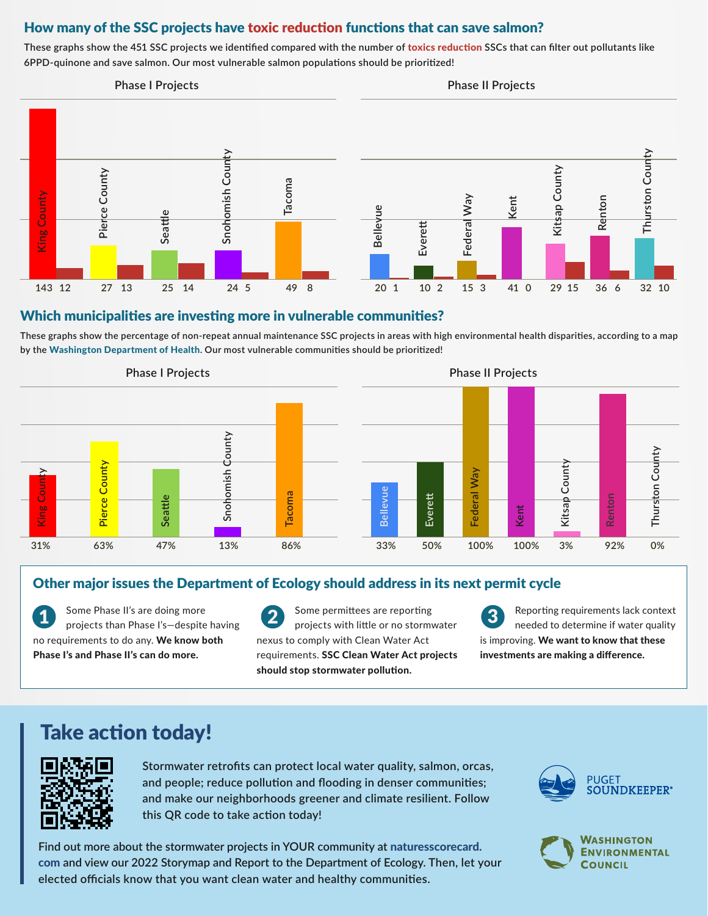## How many of the SSC projects have toxic reduction functions that can save salmon?

These graphs show the 451 SSC projects we identified compared with the number of toxics reduction SSCs that can filter out pollutants like 6PPD-quinone and save salmon. Our most vulnerable salmon populations should be prioritized!

Phase I Projects

King County 143 12
Pierce County 27 13
Seattle 25 14
Snohomish County 24 5
Tacoma 49 8

Phase II Projects

Bellevue 20 1
Everett 10 2
Federal Way 15 3
Kent 41 0
Kitsap County 29 15
Renton 36 6
Thurston County 32 10

## Which municipalities are investing more in vulnerable communities?

These graphs show the percentage of non-repeat annual maintenance SSC projects in areas with high environmental health disparities, according to a map by the Washington Department of Health. Our most vulnerable communities should be prioritized!

Phase I Projects

King County 31%
Pierce County 63%
Seattle 47%
Snohomish County 13%
Tacoma 86%

Phase II Projects

Bellevue 33%
Everett 50%
Federal Way 100%
Kent 100%
Kitsap County 3%
Renton 92%
Thurston County 0%

## Other major issues the Department of Ecology should address in its next permit cycle

1. Some Phase II's are doing more projects than Phase I's—despite having no requirements to do any. **We know both Phase I's and Phase II's can do more.**

2. Some permittees are reporting projects with little or no stormwater nexus to comply with Clean Water Act requirements. **SSC Clean Water Act projects should stop stormwater pollution.**

3. Reporting requirements lack context needed to determine if water quality is improving. **We want to know that these investments are making a difference.**

# Take action today!

Stormwater retrofits can protect local water quality, salmon, orcas, and people; reduce pollution and flooding in denser communities; and make our neighborhoods greener and climate resilient. Follow this QR code to take action today!

Find out more about the stormwater projects in YOUR community at naturesscorecard.com and view our 2022 Storymap and Report to the Department of Ecology. Then, let your elected officials know that you want clean water and healthy communities.

PUGET SOUNDKEEPER®

WASHINGTON ENVIRONMENTAL COUNCIL